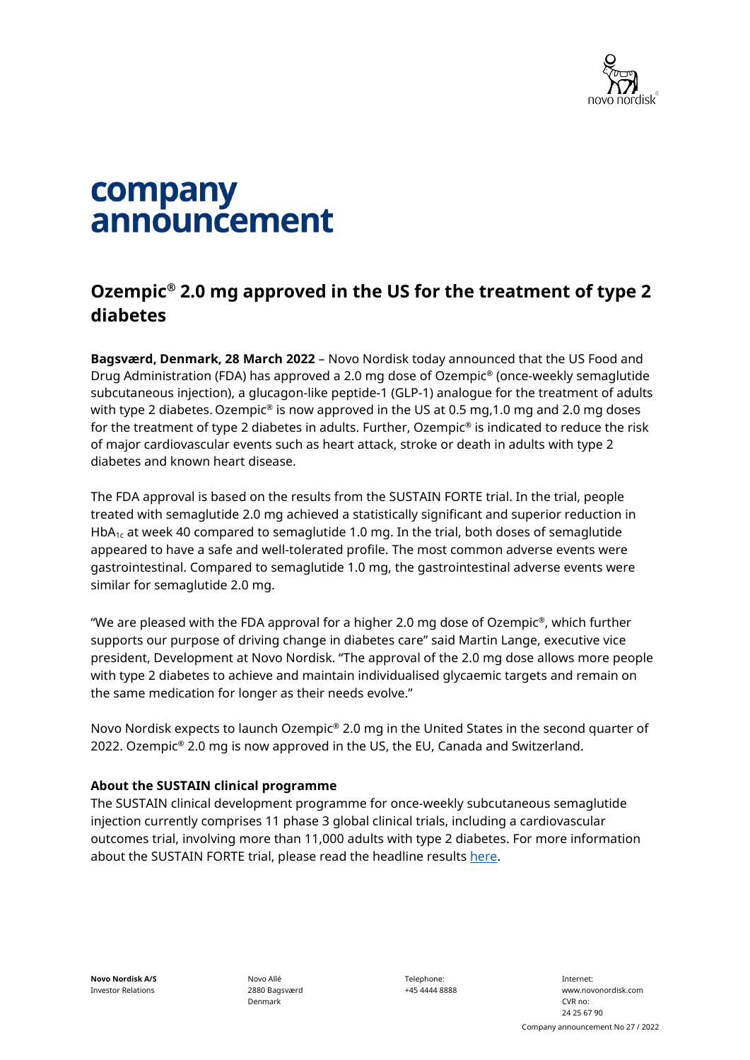# company announcement

## Ozempic® 2.0 mg approved in the US for the treatment of type 2 diabetes

**Bagsværd, Denmark, 28 March 2022** – Novo Nordisk today announced that the US Food and Drug Administration (FDA) has approved a 2.0 mg dose of Ozempic® (once-weekly semaglutide subcutaneous injection), a glucagon-like peptide-1 (GLP-1) analogue for the treatment of adults with type 2 diabetes. Ozempic® is now approved in the US at 0.5 mg,1.0 mg and 2.0 mg doses for the treatment of type 2 diabetes in adults. Further, Ozempic® is indicated to reduce the risk of major cardiovascular events such as heart attack, stroke or death in adults with type 2 diabetes and known heart disease.

The FDA approval is based on the results from the SUSTAIN FORTE trial. In the trial, people treated with semaglutide 2.0 mg achieved a statistically significant and superior reduction in $HbA_{1c}$ at week 40 compared to semaglutide 1.0 mg. In the trial, both doses of semaglutide appeared to have a safe and well-tolerated profile. The most common adverse events were gastrointestinal. Compared to semaglutide 1.0 mg, the gastrointestinal adverse events were similar for semaglutide 2.0 mg.

"We are pleased with the FDA approval for a higher 2.0 mg dose of Ozempic®, which further supports our purpose of driving change in diabetes care" said Martin Lange, executive vice president, Development at Novo Nordisk. "The approval of the 2.0 mg dose allows more people with type 2 diabetes to achieve and maintain individualised glycaemic targets and remain on the same medication for longer as their needs evolve."

Novo Nordisk expects to launch Ozempic® 2.0 mg in the United States in the second quarter of 2022. Ozempic® 2.0 mg is now approved in the US, the EU, Canada and Switzerland.

### About the SUSTAIN clinical programme

The SUSTAIN clinical development programme for once-weekly subcutaneous semaglutide injection currently comprises 11 phase 3 global clinical trials, including a cardiovascular outcomes trial, involving more than 11,000 adults with type 2 diabetes. For more information about the SUSTAIN FORTE trial, please read the headline results here.

**Novo Nordisk A/S**
Investor Relations

Novo Allé
2880 Bagsværd
Denmark

Telephone:
+45 4444 8888

Internet:
www.novonordisk.com
CVR no:
24 25 67 90

Company announcement No 27 / 2022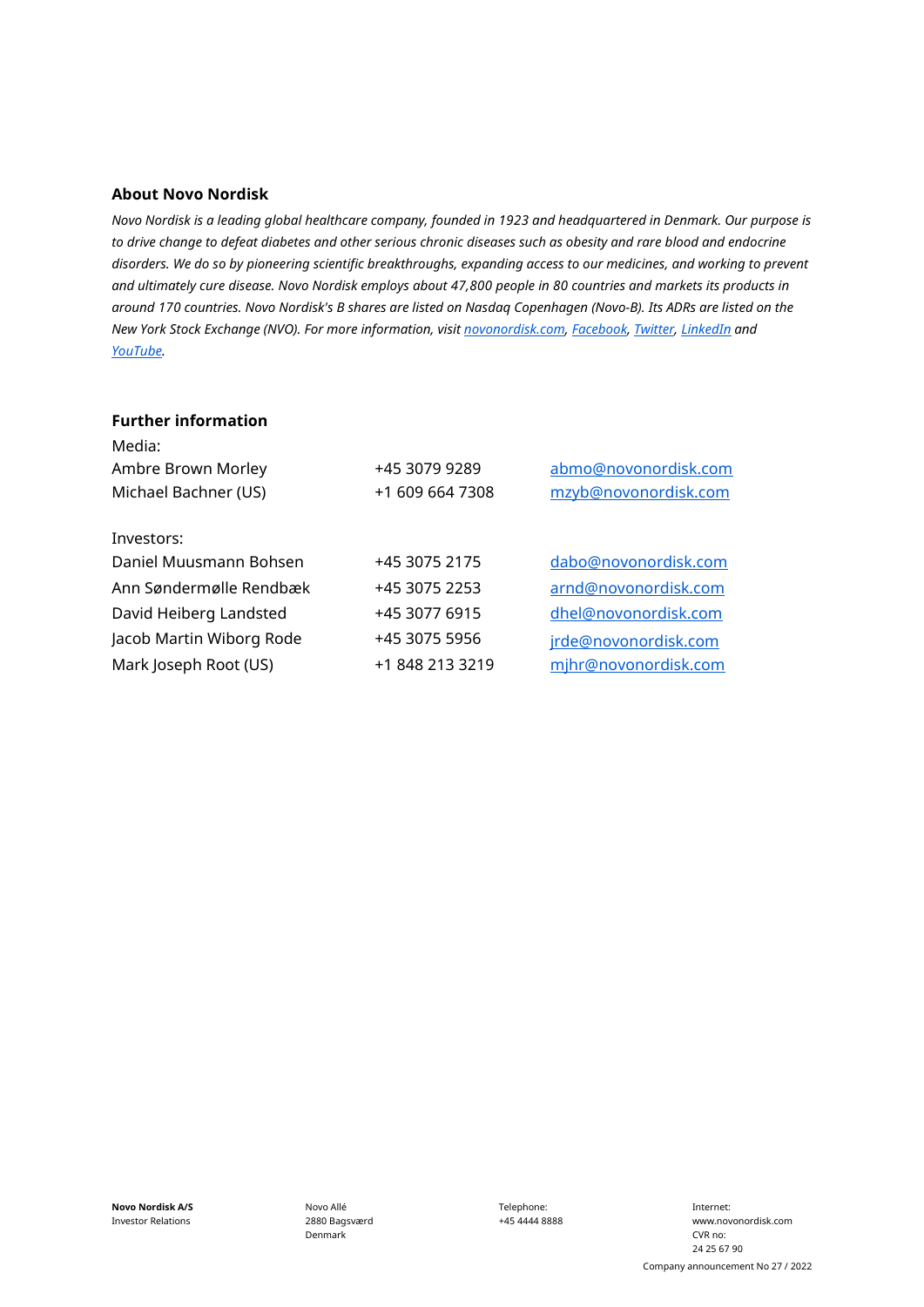## About Novo Nordisk

*Novo Nordisk is a leading global healthcare company, founded in 1923 and headquartered in Denmark. Our purpose is to drive change to defeat diabetes and other serious chronic diseases such as obesity and rare blood and endocrine disorders. We do so by pioneering scientific breakthroughs, expanding access to our medicines, and working to prevent and ultimately cure disease. Novo Nordisk employs about 47,800 people in 80 countries and markets its products in around 170 countries. Novo Nordisk's B shares are listed on Nasdaq Copenhagen (Novo-B). Its ADRs are listed on the New York Stock Exchange (NVO). For more information, visit novonordisk.com, Facebook, Twitter, LinkedIn and YouTube.*

## Further information

| | | |
|---|---|---|
| Media: | | |
| Ambre Brown Morley | +45 3079 9289 | abmo@novonordisk.com |
| Michael Bachner (US) | +1 609 664 7308 | mzyb@novonordisk.com |
| | | |
| Investors: | | |
| Daniel Muusmann Bohsen | +45 3075 2175 | dabo@novonordisk.com |
| Ann Søndermølle Rendbæk | +45 3075 2253 | arnd@novonordisk.com |
| David Heiberg Landsted | +45 3077 6915 | dhel@novonordisk.com |
| Jacob Martin Wiborg Rode | +45 3075 5956 | jrde@novonordisk.com |
| Mark Joseph Root (US) | +1 848 213 3219 | mjhr@novonordisk.com |

**Novo Nordisk A/S**
Investor Relations

Novo Allé
2880 Bagsværd
Denmark

Telephone:
+45 4444 8888

Internet:
www.novonordisk.com
CVR no:
24 25 67 90

Company announcement No 27 / 2022